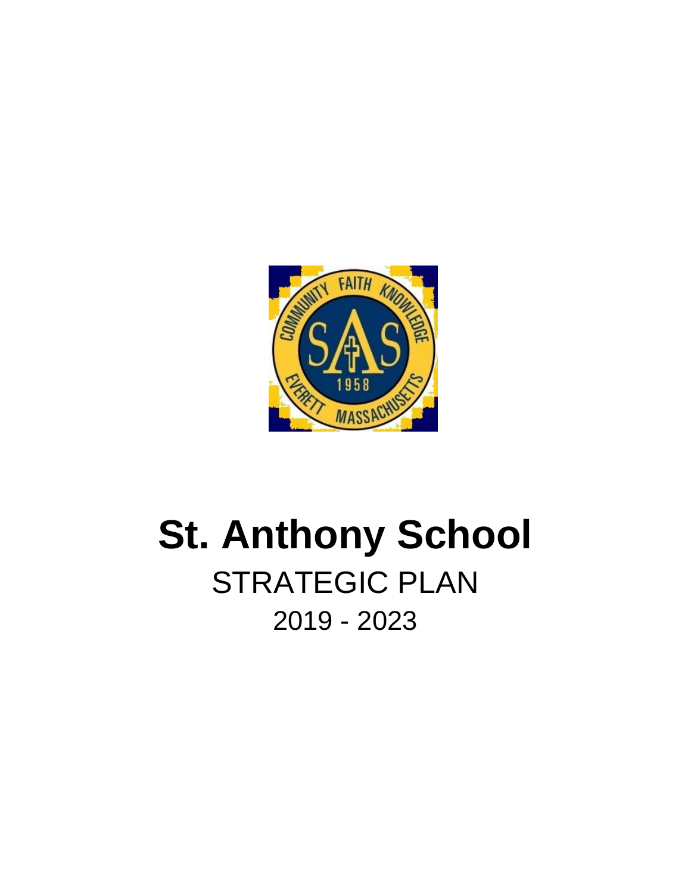# St. Anthony School

## STRATEGIC PLAN

2019 - 2023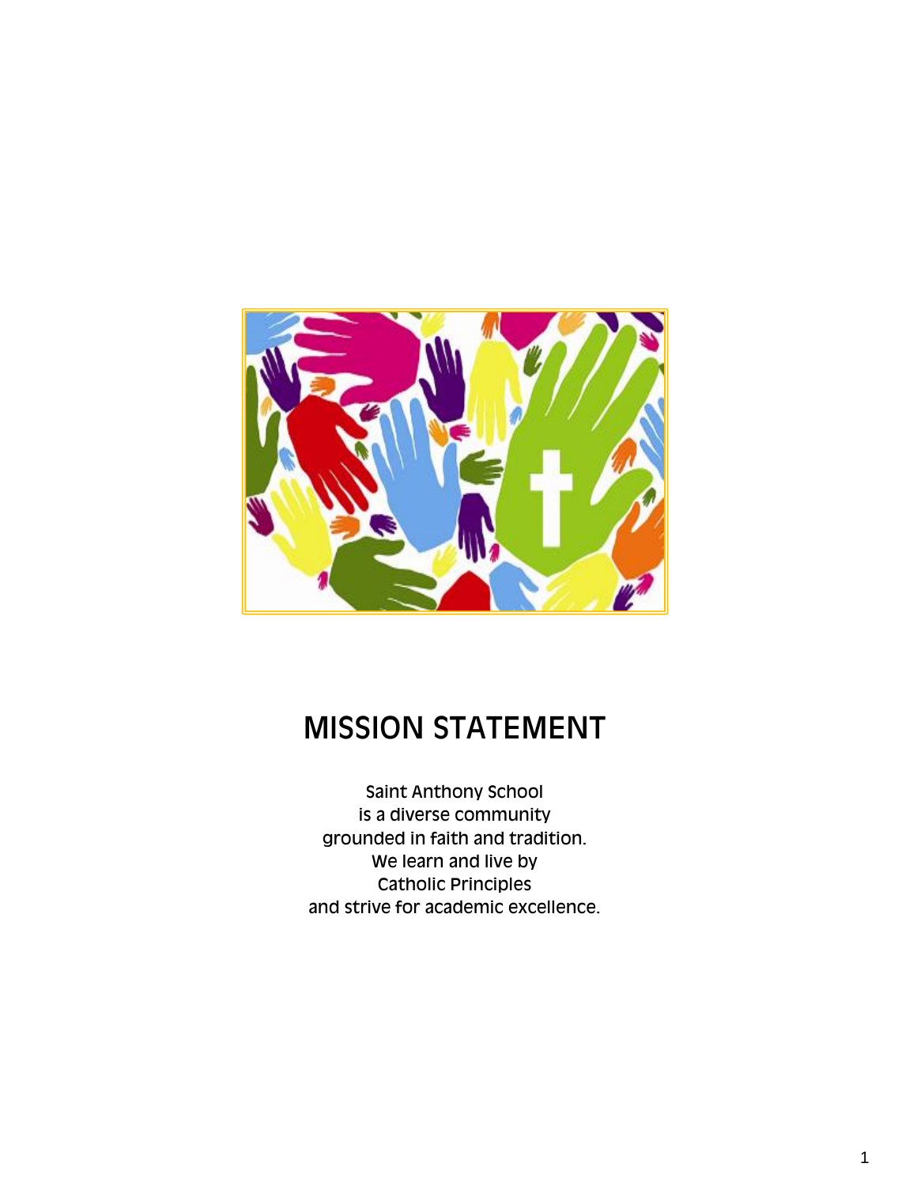# MISSION STATEMENT

Saint Anthony School
is a diverse community
grounded in faith and tradition.
We learn and live by
Catholic Principles
and strive for academic excellence.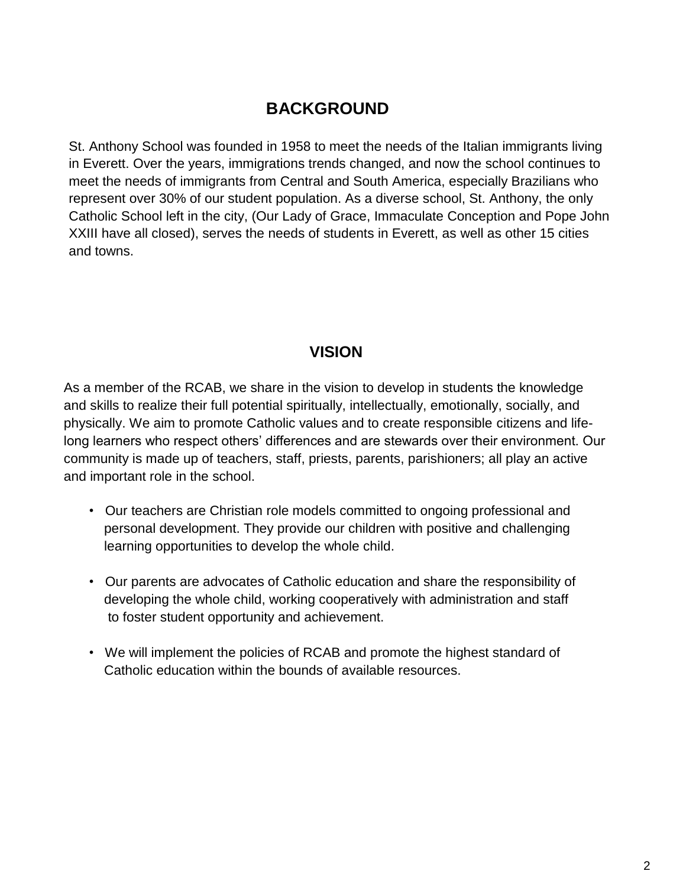## BACKGROUND

St. Anthony School was founded in 1958 to meet the needs of the Italian immigrants living in Everett. Over the years, immigrations trends changed, and now the school continues to meet the needs of immigrants from Central and South America, especially Brazilians who represent over 30% of our student population. As a diverse school, St. Anthony, the only Catholic School left in the city, (Our Lady of Grace, Immaculate Conception and Pope John XXIII have all closed), serves the needs of students in Everett, as well as other 15 cities and towns.

## VISION

As a member of the RCAB, we share in the vision to develop in students the knowledge and skills to realize their full potential spiritually, intellectually, emotionally, socially, and physically. We aim to promote Catholic values and to create responsible citizens and life-long learners who respect others' differences and are stewards over their environment. Our community is made up of teachers, staff, priests, parents, parishioners; all play an active and important role in the school.

- Our teachers are Christian role models committed to ongoing professional and personal development. They provide our children with positive and challenging learning opportunities to develop the whole child.
- Our parents are advocates of Catholic education and share the responsibility of developing the whole child, working cooperatively with administration and staff to foster student opportunity and achievement.
- We will implement the policies of RCAB and promote the highest standard of Catholic education within the bounds of available resources.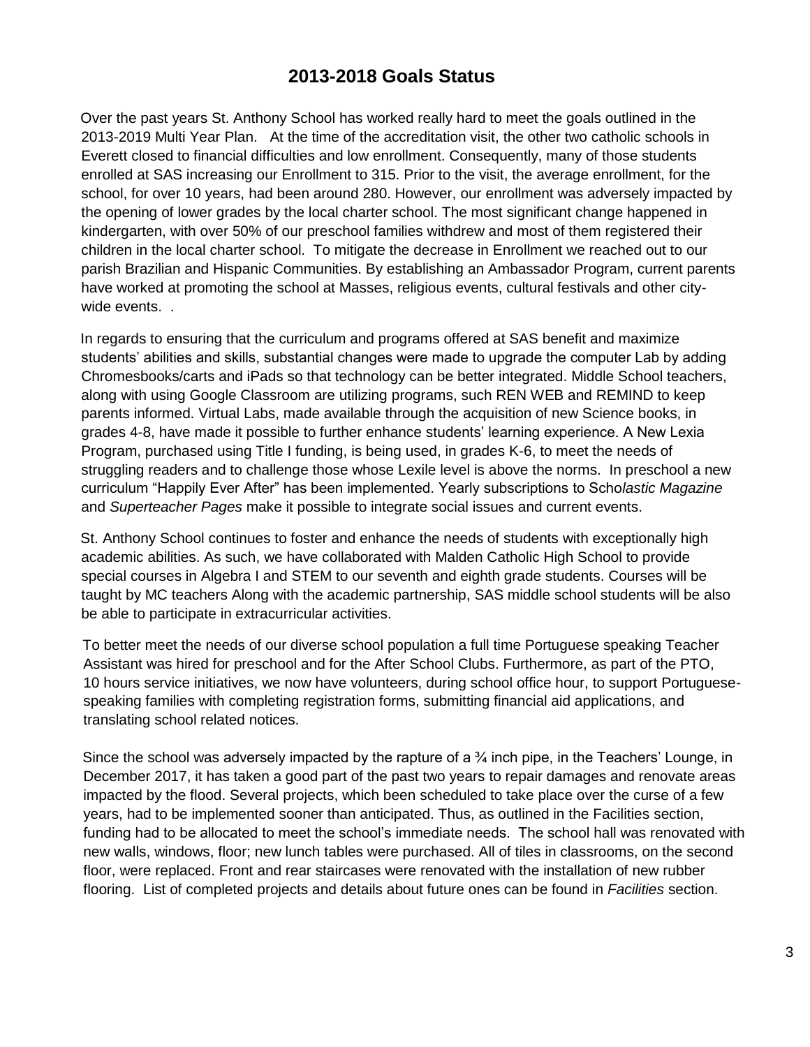## 2013-2018 Goals Status

Over the past years St. Anthony School has worked really hard to meet the goals outlined in the 2013-2019 Multi Year Plan. At the time of the accreditation visit, the other two catholic schools in Everett closed to financial difficulties and low enrollment. Consequently, many of those students enrolled at SAS increasing our Enrollment to 315. Prior to the visit, the average enrollment, for the school, for over 10 years, had been around 280. However, our enrollment was adversely impacted by the opening of lower grades by the local charter school. The most significant change happened in kindergarten, with over 50% of our preschool families withdrew and most of them registered their children in the local charter school. To mitigate the decrease in Enrollment we reached out to our parish Brazilian and Hispanic Communities. By establishing an Ambassador Program, current parents have worked at promoting the school at Masses, religious events, cultural festivals and other city-wide events. .

In regards to ensuring that the curriculum and programs offered at SAS benefit and maximize students' abilities and skills, substantial changes were made to upgrade the computer Lab by adding Chromesbooks/carts and iPads so that technology can be better integrated. Middle School teachers, along with using Google Classroom are utilizing programs, such REN WEB and REMIND to keep parents informed. Virtual Labs, made available through the acquisition of new Science books, in grades 4-8, have made it possible to further enhance students' learning experience. A New Lexia Program, purchased using Title I funding, is being used, in grades K-6, to meet the needs of struggling readers and to challenge those whose Lexile level is above the norms. In preschool a new curriculum "Happily Ever After" has been implemented. Yearly subscriptions to Scho*lastic Magazine* and *Superteacher Pages* make it possible to integrate social issues and current events.

St. Anthony School continues to foster and enhance the needs of students with exceptionally high academic abilities. As such, we have collaborated with Malden Catholic High School to provide special courses in Algebra I and STEM to our seventh and eighth grade students. Courses will be taught by MC teachers Along with the academic partnership, SAS middle school students will be also be able to participate in extracurricular activities.

To better meet the needs of our diverse school population a full time Portuguese speaking Teacher Assistant was hired for preschool and for the After School Clubs. Furthermore, as part of the PTO, 10 hours service initiatives, we now have volunteers, during school office hour, to support Portuguese-speaking families with completing registration forms, submitting financial aid applications, and translating school related notices.

Since the school was adversely impacted by the rapture of a ¾ inch pipe, in the Teachers' Lounge, in December 2017, it has taken a good part of the past two years to repair damages and renovate areas impacted by the flood. Several projects, which been scheduled to take place over the curse of a few years, had to be implemented sooner than anticipated. Thus, as outlined in the Facilities section, funding had to be allocated to meet the school's immediate needs. The school hall was renovated with new walls, windows, floor; new lunch tables were purchased. All of tiles in classrooms, on the second floor, were replaced. Front and rear staircases were renovated with the installation of new rubber flooring. List of completed projects and details about future ones can be found in *Facilities* section.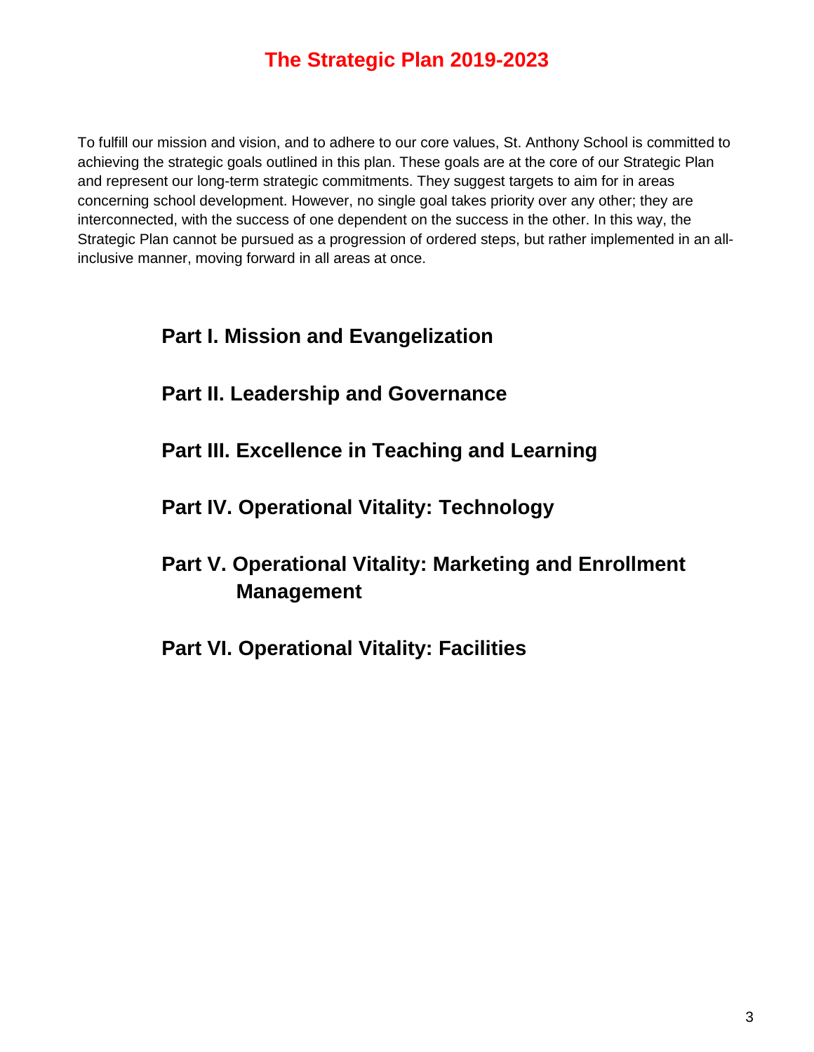# The Strategic Plan 2019-2023

To fulfill our mission and vision, and to adhere to our core values, St. Anthony School is committed to achieving the strategic goals outlined in this plan. These goals are at the core of our Strategic Plan and represent our long-term strategic commitments. They suggest targets to aim for in areas concerning school development. However, no single goal takes priority over any other; they are interconnected, with the success of one dependent on the success in the other. In this way, the Strategic Plan cannot be pursued as a progression of ordered steps, but rather implemented in an all-inclusive manner, moving forward in all areas at once.

## Part I. Mission and Evangelization

## Part II. Leadership and Governance

## Part III. Excellence in Teaching and Learning

## Part IV. Operational Vitality: Technology

## Part V. Operational Vitality: Marketing and Enrollment Management

## Part VI. Operational Vitality: Facilities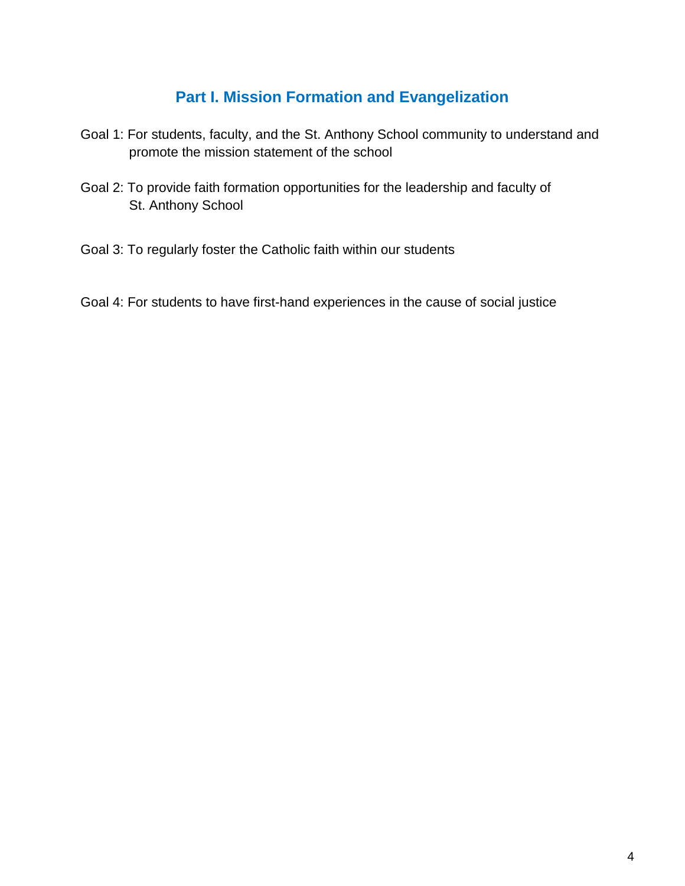## Part I. Mission Formation and Evangelization

Goal 1: For students, faculty, and the St. Anthony School community to understand and promote the mission statement of the school

Goal 2: To provide faith formation opportunities for the leadership and faculty of St. Anthony School

Goal 3: To regularly foster the Catholic faith within our students

Goal 4: For students to have first-hand experiences in the cause of social justice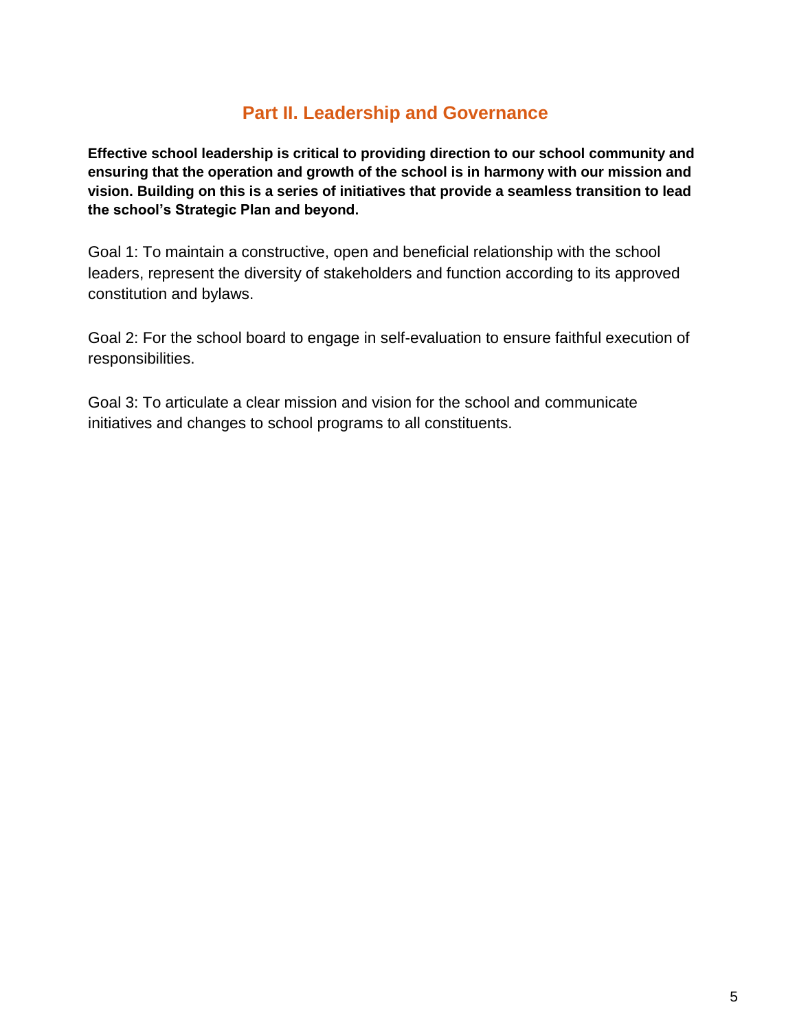## Part II. Leadership and Governance

**Effective school leadership is critical to providing direction to our school community and ensuring that the operation and growth of the school is in harmony with our mission and vision. Building on this is a series of initiatives that provide a seamless transition to lead the school's Strategic Plan and beyond.**

Goal 1: To maintain a constructive, open and beneficial relationship with the school leaders, represent the diversity of stakeholders and function according to its approved constitution and bylaws.

Goal 2: For the school board to engage in self-evaluation to ensure faithful execution of responsibilities.

Goal 3: To articulate a clear mission and vision for the school and communicate initiatives and changes to school programs to all constituents.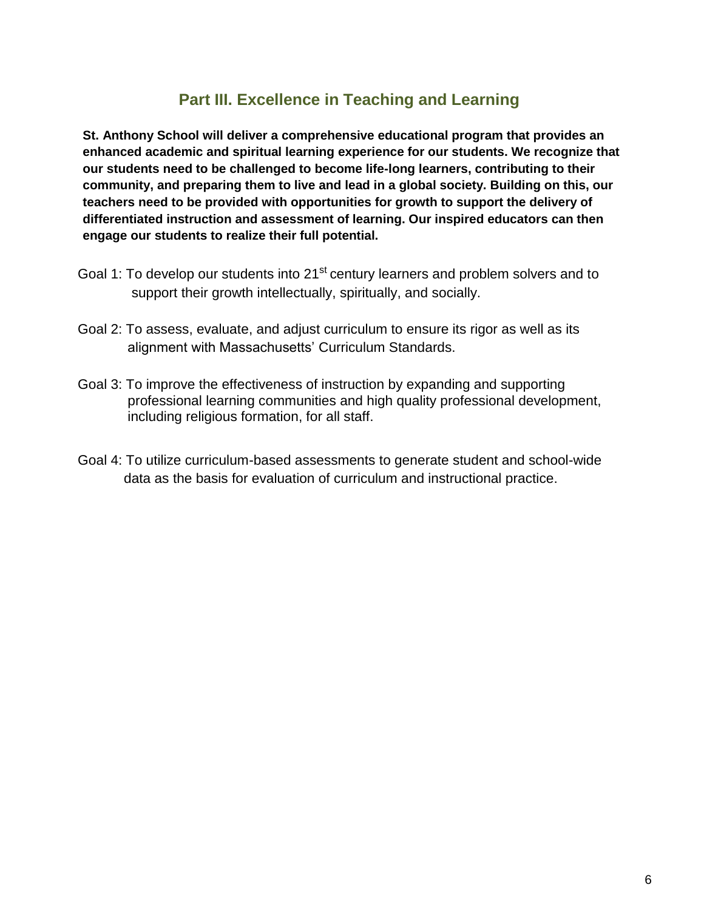## Part III. Excellence in Teaching and Learning

**St. Anthony School will deliver a comprehensive educational program that provides an enhanced academic and spiritual learning experience for our students. We recognize that our students need to be challenged to become life-long learners, contributing to their community, and preparing them to live and lead in a global society. Building on this, our teachers need to be provided with opportunities for growth to support the delivery of differentiated instruction and assessment of learning. Our inspired educators can then engage our students to realize their full potential.**

Goal 1: To develop our students into 21st century learners and problem solvers and to support their growth intellectually, spiritually, and socially.

Goal 2: To assess, evaluate, and adjust curriculum to ensure its rigor as well as its alignment with Massachusetts' Curriculum Standards.

Goal 3: To improve the effectiveness of instruction by expanding and supporting professional learning communities and high quality professional development, including religious formation, for all staff.

Goal 4: To utilize curriculum-based assessments to generate student and school-wide data as the basis for evaluation of curriculum and instructional practice.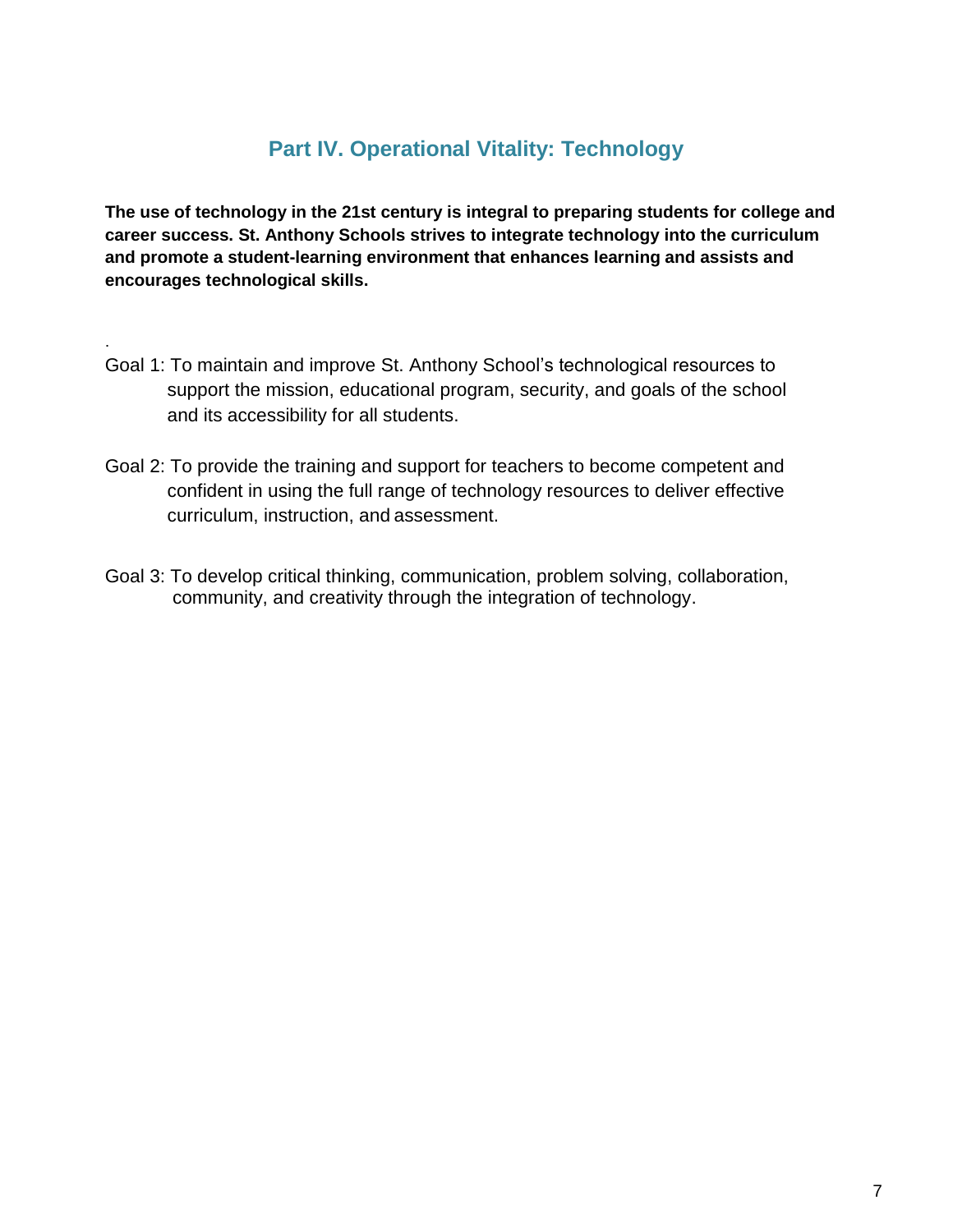## Part IV. Operational Vitality: Technology

**The use of technology in the 21st century is integral to preparing students for college and career success. St. Anthony Schools strives to integrate technology into the curriculum and promote a student-learning environment that enhances learning and assists and encourages technological skills.**

.

Goal 1: To maintain and improve St. Anthony School's technological resources to support the mission, educational program, security, and goals of the school and its accessibility for all students.

Goal 2: To provide the training and support for teachers to become competent and confident in using the full range of technology resources to deliver effective curriculum, instruction, and assessment.

Goal 3: To develop critical thinking, communication, problem solving, collaboration, community, and creativity through the integration of technology.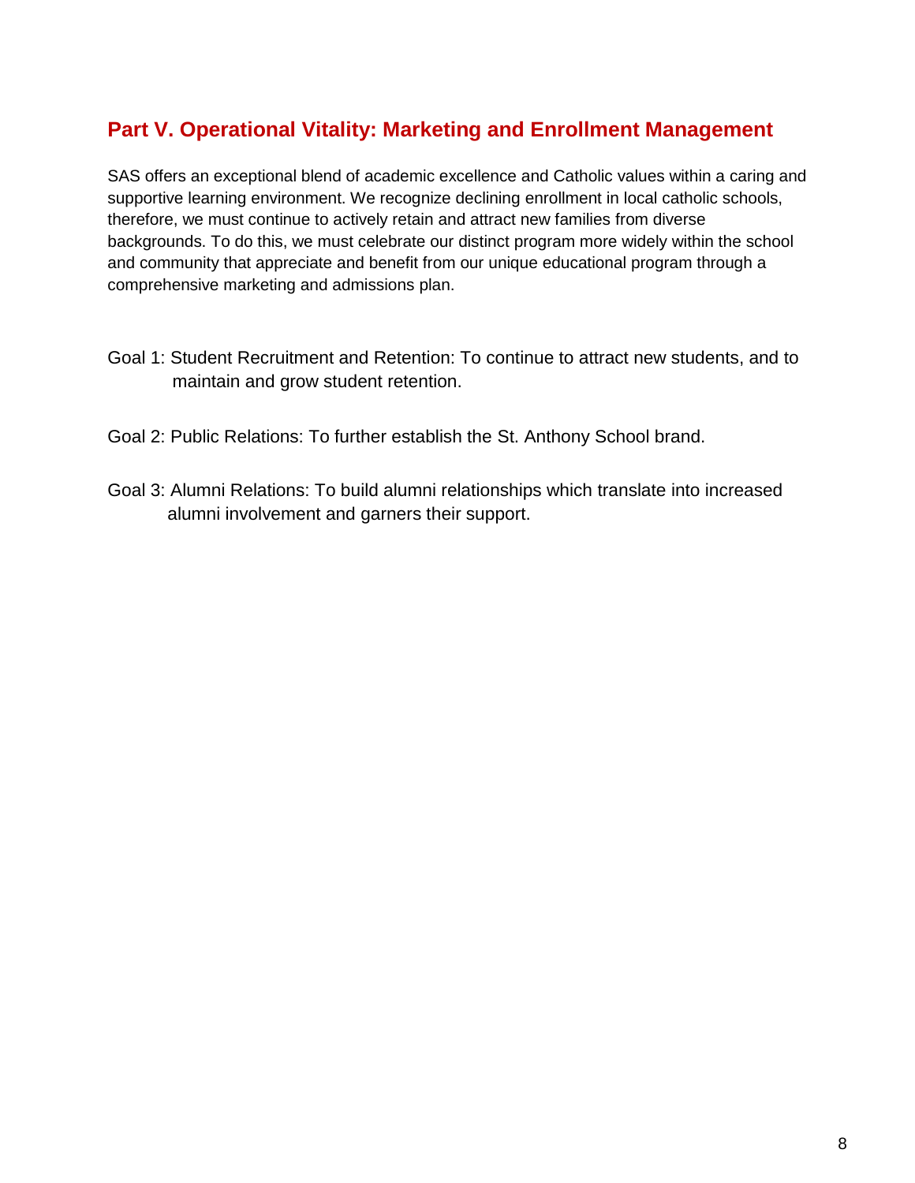## Part V. Operational Vitality: Marketing and Enrollment Management

SAS offers an exceptional blend of academic excellence and Catholic values within a caring and supportive learning environment. We recognize declining enrollment in local catholic schools, therefore, we must continue to actively retain and attract new families from diverse backgrounds. To do this, we must celebrate our distinct program more widely within the school and community that appreciate and benefit from our unique educational program through a comprehensive marketing and admissions plan.

Goal 1: Student Recruitment and Retention: To continue to attract new students, and to maintain and grow student retention.

Goal 2: Public Relations: To further establish the St. Anthony School brand.

Goal 3: Alumni Relations: To build alumni relationships which translate into increased alumni involvement and garners their support.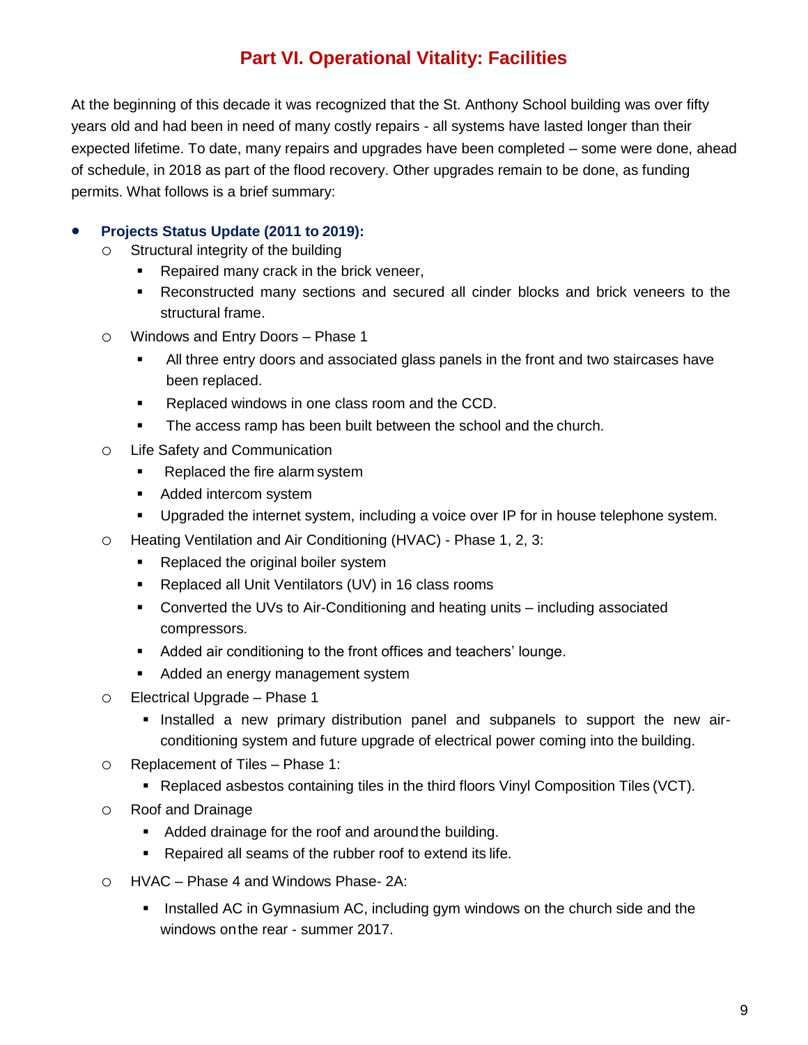## Part VI. Operational Vitality: Facilities

At the beginning of this decade it was recognized that the St. Anthony School building was over fifty years old and had been in need of many costly repairs - all systems have lasted longer than their expected lifetime. To date, many repairs and upgrades have been completed – some were done, ahead of schedule, in 2018 as part of the flood recovery. Other upgrades remain to be done, as funding permits. What follows is a brief summary:

- **Projects Status Update (2011 to 2019):**
  - Structural integrity of the building
    - Repaired many crack in the brick veneer,
    - Reconstructed many sections and secured all cinder blocks and brick veneers to the structural frame.
  - Windows and Entry Doors – Phase 1
    - All three entry doors and associated glass panels in the front and two staircases have been replaced.
    - Replaced windows in one class room and the CCD.
    - The access ramp has been built between the school and the church.
  - Life Safety and Communication
    - Replaced the fire alarm system
    - Added intercom system
    - Upgraded the internet system, including a voice over IP for in house telephone system.
  - Heating Ventilation and Air Conditioning (HVAC) - Phase 1, 2, 3:
    - Replaced the original boiler system
    - Replaced all Unit Ventilators (UV) in 16 class rooms
    - Converted the UVs to Air-Conditioning and heating units – including associated compressors.
    - Added air conditioning to the front offices and teachers' lounge.
    - Added an energy management system
  - Electrical Upgrade – Phase 1
    - Installed a new primary distribution panel and subpanels to support the new air-conditioning system and future upgrade of electrical power coming into the building.
  - Replacement of Tiles – Phase 1:
    - Replaced asbestos containing tiles in the third floors Vinyl Composition Tiles (VCT).
  - Roof and Drainage
    - Added drainage for the roof and around the building.
    - Repaired all seams of the rubber roof to extend its life.
  - HVAC – Phase 4 and Windows Phase- 2A:
    - Installed AC in Gymnasium AC, including gym windows on the church side and the windows on the rear - summer 2017.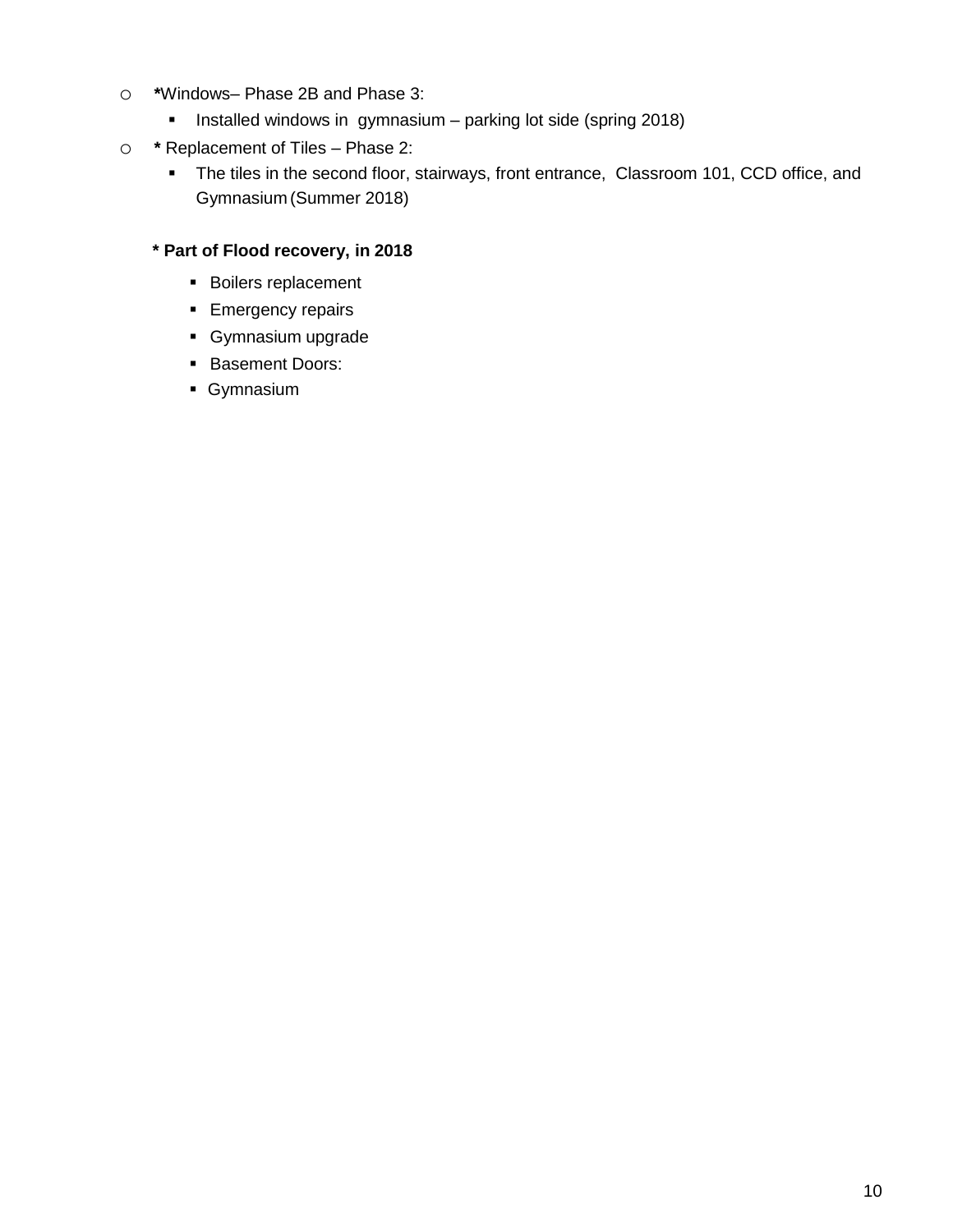- ***Windows**– Phase 2B and Phase 3:
  - Installed windows in gymnasium – parking lot side (spring 2018)
- *** Replacement of Tiles** – Phase 2:
  - The tiles in the second floor, stairways, front entrance, Classroom 101, CCD office, and Gymnasium (Summer 2018)

**\* Part of Flood recovery, in 2018**

- Boilers replacement
- Emergency repairs
- Gymnasium upgrade
- Basement Doors:
- Gymnasium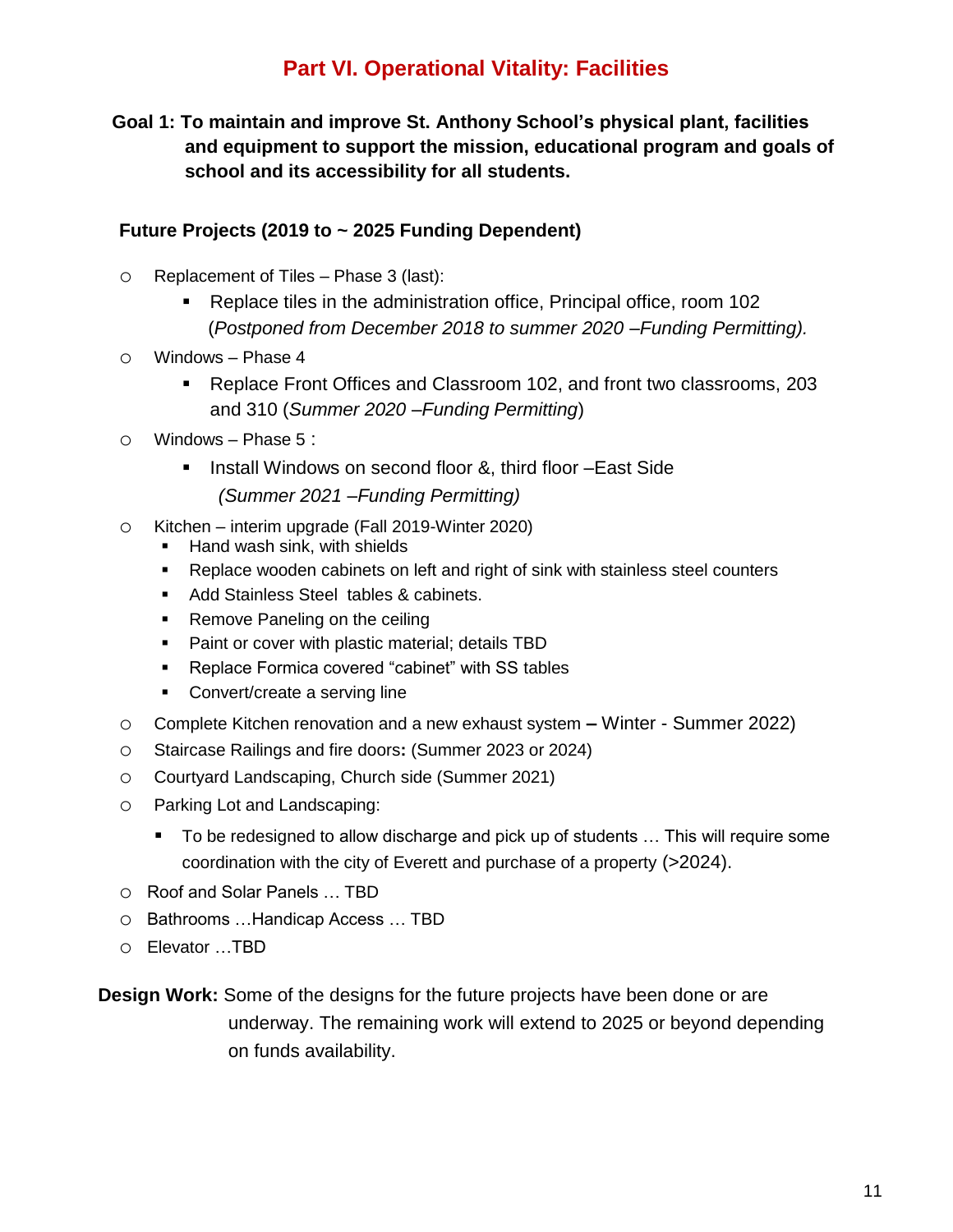# Part VI. Operational Vitality: Facilities

**Goal 1: To maintain and improve St. Anthony School's physical plant, facilities and equipment to support the mission, educational program and goals of school and its accessibility for all students.**

**Future Projects (2019 to ~ 2025 Funding Dependent)**

- Replacement of Tiles – Phase 3 (last):
  - Replace tiles in the administration office, Principal office, room 102 (*Postponed from December 2018 to summer 2020 –Funding Permitting).*
- Windows – Phase 4
  - Replace Front Offices and Classroom 102, and front two classrooms, 203 and 310 (*Summer 2020 –Funding Permitting*)
- Windows – Phase 5 :
  - Install Windows on second floor &, third floor –East Side *(Summer 2021 –Funding Permitting)*
- Kitchen – interim upgrade (Fall 2019-Winter 2020)
  - Hand wash sink, with shields
  - Replace wooden cabinets on left and right of sink with stainless steel counters
  - Add Stainless Steel tables & cabinets.
  - Remove Paneling on the ceiling
  - Paint or cover with plastic material; details TBD
  - Replace Formica covered "cabinet" with SS tables
  - Convert/create a serving line
- Complete Kitchen renovation and a new exhaust system **–** Winter - Summer 2022)
- Staircase Railings and fire doors**:** (Summer 2023 or 2024)
- Courtyard Landscaping, Church side (Summer 2021)
- Parking Lot and Landscaping:
  - To be redesigned to allow discharge and pick up of students … This will require some coordination with the city of Everett and purchase of a property (>2024).
- Roof and Solar Panels … TBD
- Bathrooms …Handicap Access … TBD
- Elevator …TBD

**Design Work:** Some of the designs for the future projects have been done or are underway. The remaining work will extend to 2025 or beyond depending on funds availability.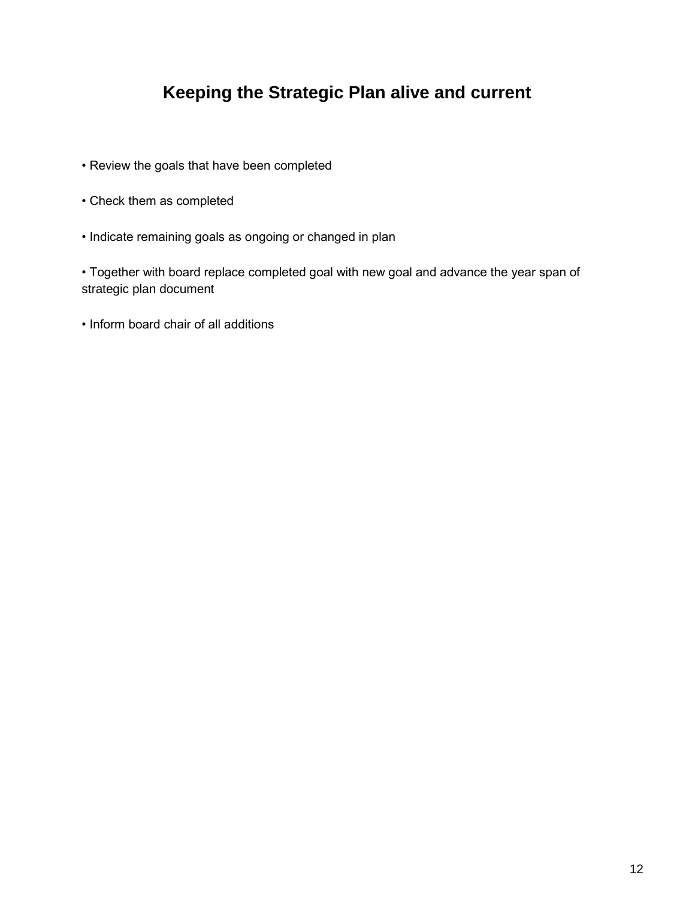# Keeping the Strategic Plan alive and current

- Review the goals that have been completed
- Check them as completed
- Indicate remaining goals as ongoing or changed in plan
- Together with board replace completed goal with new goal and advance the year span of strategic plan document
- Inform board chair of all additions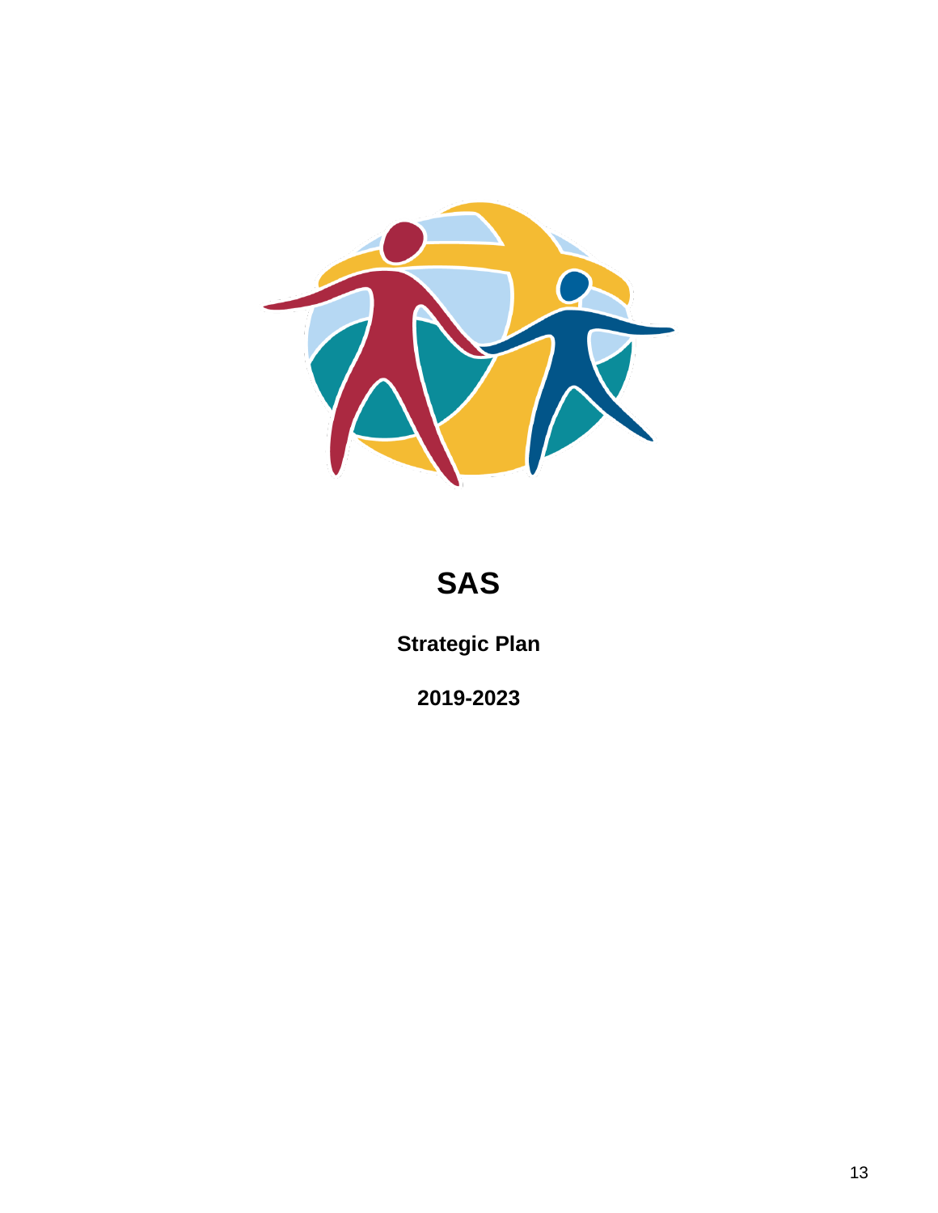# SAS

**Strategic Plan**

**2019-2023**